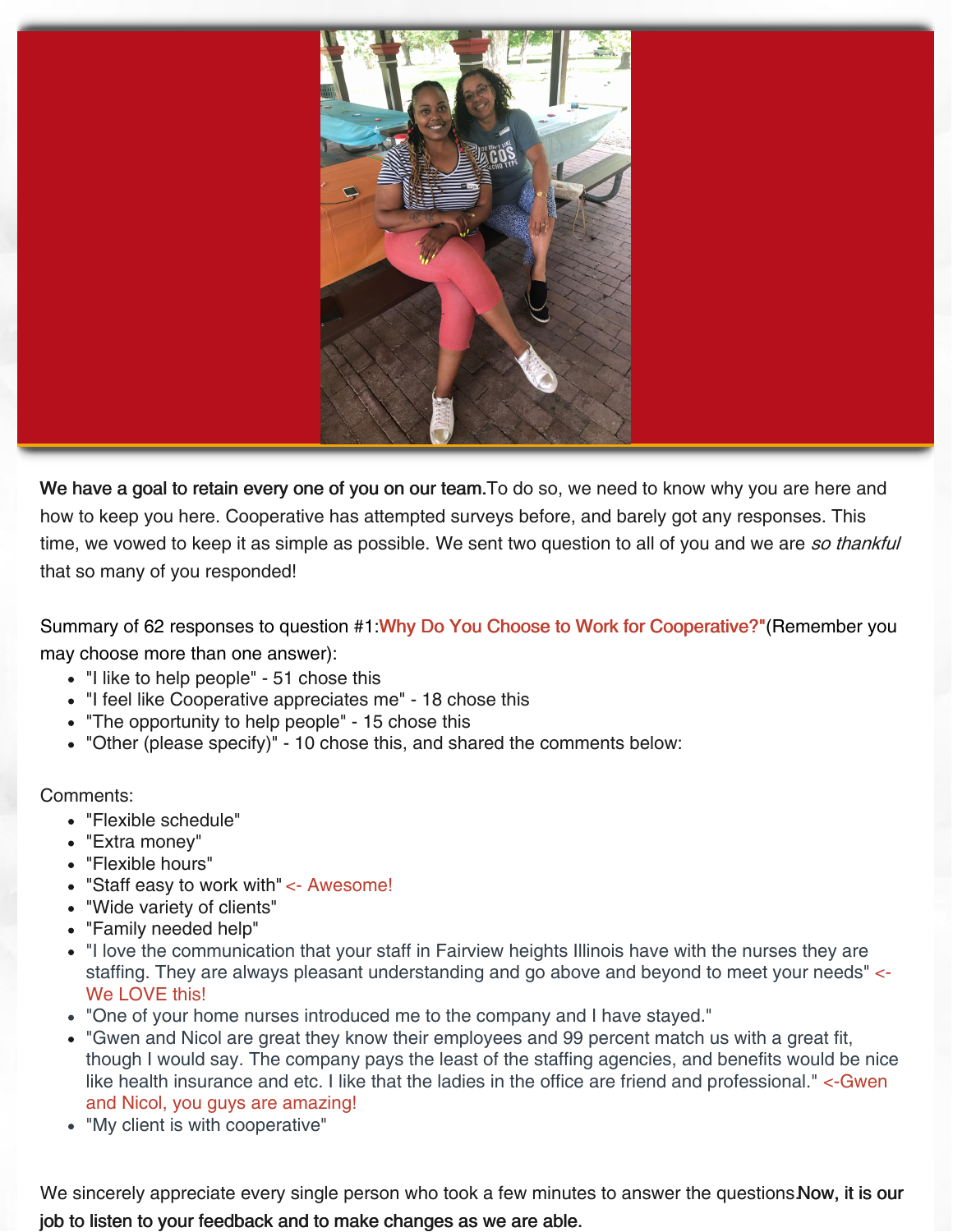**We have a goal to retain every one of you on our team.** To do so, we need to know why you are here and how to keep you here. Cooperative has attempted surveys before, and barely got any responses. This time, we vowed to keep it as simple as possible. We sent two question to all of you and we are *so thankful* that so many of you responded!

Summary of 62 responses to question #1: Why Do You Choose to Work for Cooperative?" (Remember you may choose more than one answer):

- "I like to help people" - 51 chose this
- "I feel like Cooperative appreciates me" - 18 chose this
- "The opportunity to help people" - 15 chose this
- "Other (please specify)" - 10 chose this, and shared the comments below:

Comments:

- "Flexible schedule"
- "Extra money"
- "Flexible hours"
- "Staff easy to work with" <- Awesome!
- "Wide variety of clients"
- "Family needed help"
- "I love the communication that your staff in Fairview heights Illinois have with the nurses they are staffing. They are always pleasant understanding and go above and beyond to meet your needs" <- We LOVE this!
- "One of your home nurses introduced me to the company and I have stayed."
- "Gwen and Nicol are great they know their employees and 99 percent match us with a great fit, though I would say. The company pays the least of the staffing agencies, and benefits would be nice like health insurance and etc. I like that the ladies in the office are friend and professional." <-Gwen and Nicol, you guys are amazing!
- "My client is with cooperative"

We sincerely appreciate every single person who took a few minutes to answer the questions. **Now, it is our job to listen to your feedback and to make changes as we are able.**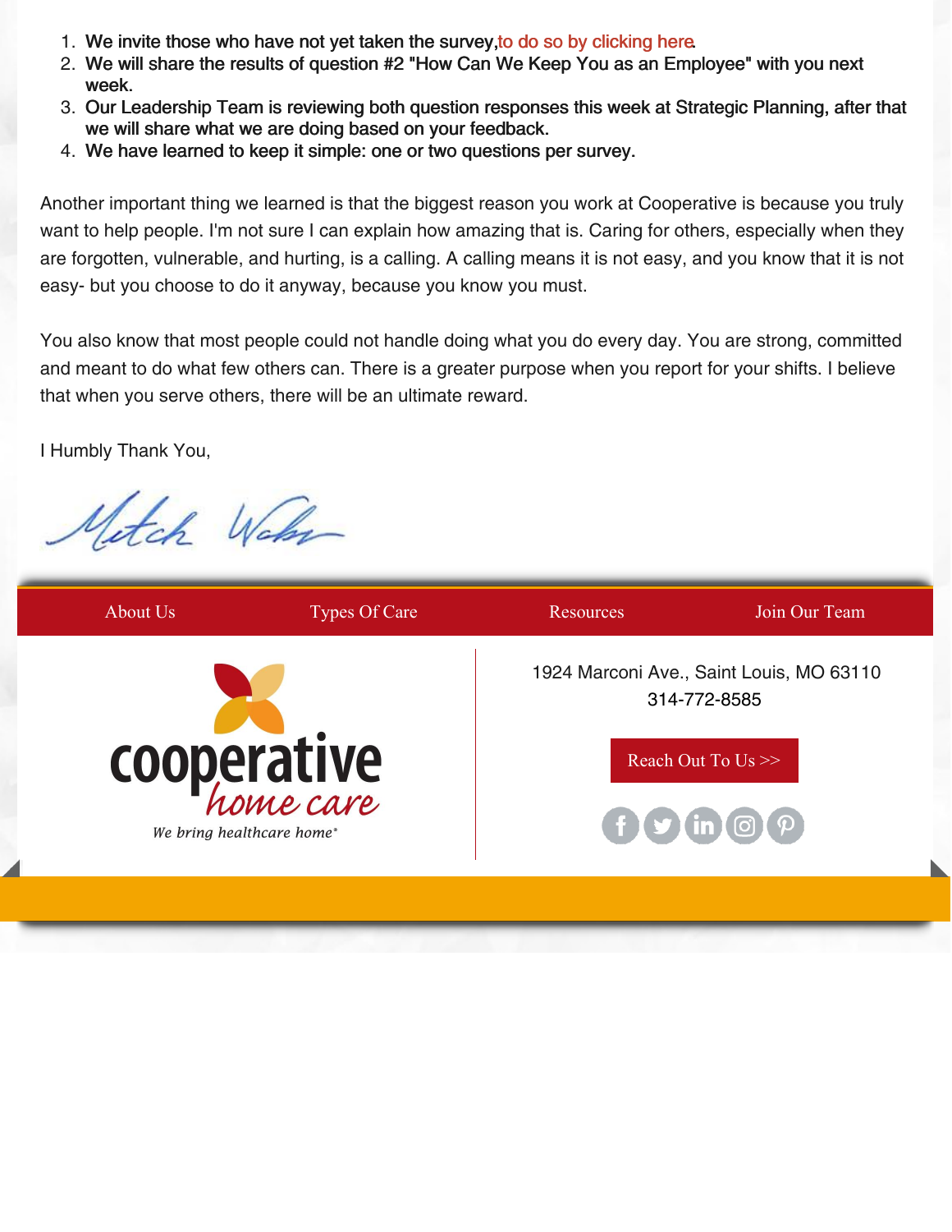1. **We invite those who have not yet taken the survey,to do so by clicking here.**
2. **We will share the results of question #2 "How Can We Keep You as an Employee" with you next week.**
3. **Our Leadership Team is reviewing both question responses this week at Strategic Planning, after that we will share what we are doing based on your feedback.**
4. **We have learned to keep it simple: one or two questions per survey.**

Another important thing we learned is that the biggest reason you work at Cooperative is because you truly want to help people. I'm not sure I can explain how amazing that is. Caring for others, especially when they are forgotten, vulnerable, and hurting, is a calling. A calling means it is not easy, and you know that it is not easy- but you choose to do it anyway, because you know you must.

You also know that most people could not handle doing what you do every day. You are strong, committed and meant to do what few others can. There is a greater purpose when you report for your shifts. I believe that when you serve others, there will be an ultimate reward.

I Humbly Thank You,

Mitch Weber

About Us | Types Of Care | Resources | Join Our Team

cooperative home care

*We bring healthcare home®*

1924 Marconi Ave., Saint Louis, MO 63110
314-772-8585

Reach Out To Us >>